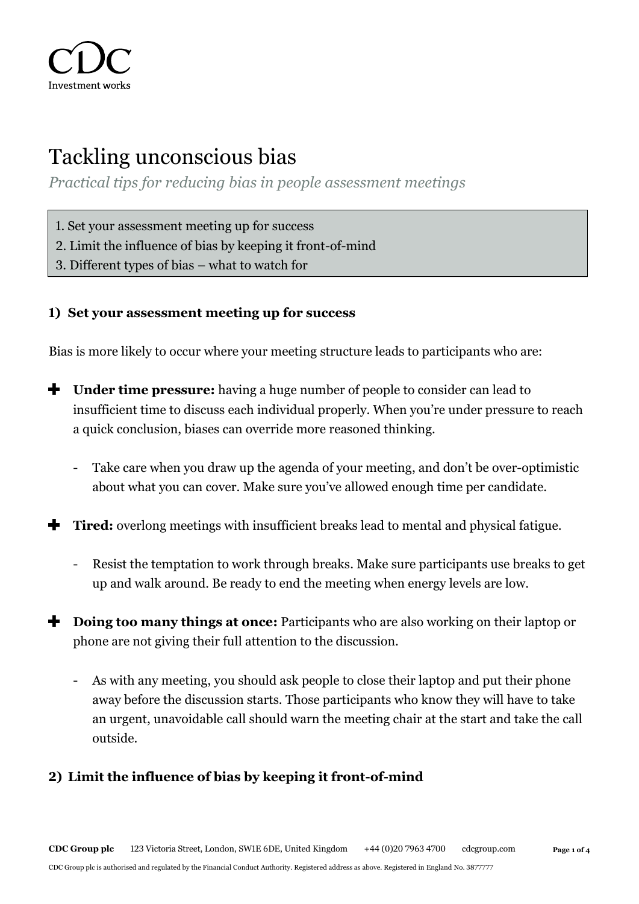CDC
Investment works

# Tackling unconscious bias

*Practical tips for reducing bias in people assessment meetings*

1. Set your assessment meeting up for success
2. Limit the influence of bias by keeping it front-of-mind
3. Different types of bias – what to watch for

## 1) Set your assessment meeting up for success

Bias is more likely to occur where your meeting structure leads to participants who are:

- **Under time pressure:** having a huge number of people to consider can lead to insufficient time to discuss each individual properly. When you're under pressure to reach a quick conclusion, biases can override more reasoned thinking.
    - Take care when you draw up the agenda of your meeting, and don't be over-optimistic about what you can cover. Make sure you've allowed enough time per candidate.

- **Tired:** overlong meetings with insufficient breaks lead to mental and physical fatigue.
    - Resist the temptation to work through breaks. Make sure participants use breaks to get up and walk around. Be ready to end the meeting when energy levels are low.

- **Doing too many things at once:** Participants who are also working on their laptop or phone are not giving their full attention to the discussion.
    - As with any meeting, you should ask people to close their laptop and put their phone away before the discussion starts. Those participants who know they will have to take an urgent, unavoidable call should warn the meeting chair at the start and take the call outside.

## 2) Limit the influence of bias by keeping it front-of-mind

**CDC Group plc** 123 Victoria Street, London, SW1E 6DE, United Kingdom +44 (0)20 7963 4700 cdcgroup.com

CDC Group plc is authorised and regulated by the Financial Conduct Authority. Registered address as above. Registered in England No. 3877777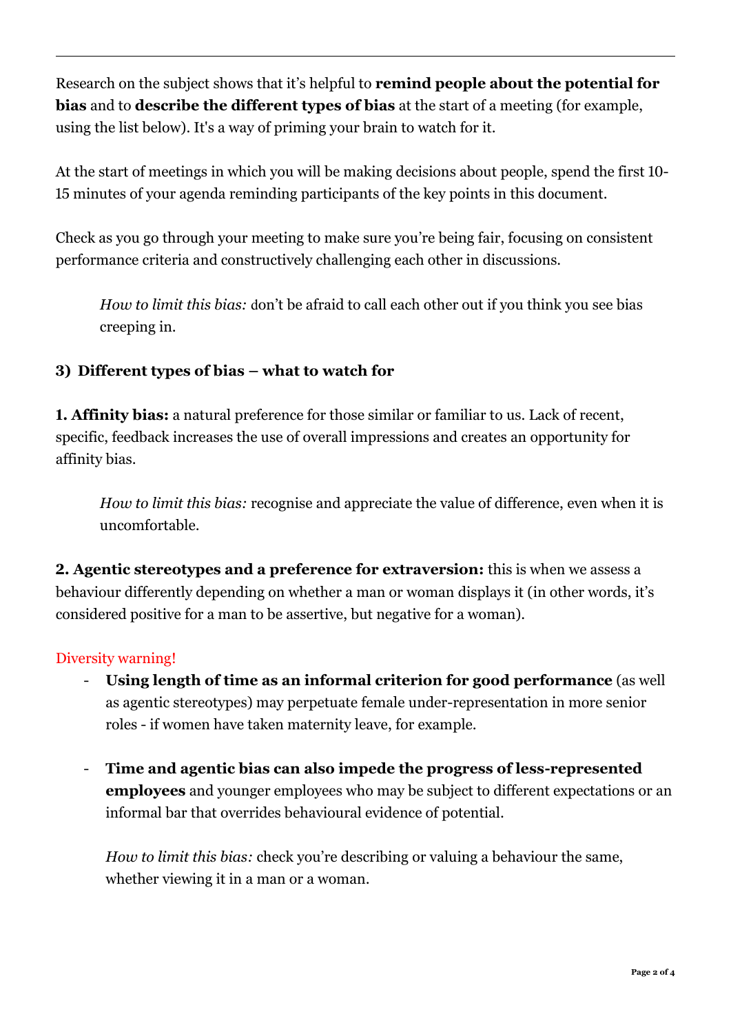Research on the subject shows that it's helpful to **remind people about the potential for bias** and to **describe the different types of bias** at the start of a meeting (for example, using the list below). It's a way of priming your brain to watch for it.

At the start of meetings in which you will be making decisions about people, spend the first 10-15 minutes of your agenda reminding participants of the key points in this document.

Check as you go through your meeting to make sure you're being fair, focusing on consistent performance criteria and constructively challenging each other in discussions.

> *How to limit this bias:* don't be afraid to call each other out if you think you see bias creeping in.

**3) Different types of bias – what to watch for**

**1. Affinity bias:** a natural preference for those similar or familiar to us. Lack of recent, specific, feedback increases the use of overall impressions and creates an opportunity for affinity bias.

> *How to limit this bias:* recognise and appreciate the value of difference, even when it is uncomfortable.

**2. Agentic stereotypes and a preference for extraversion:** this is when we assess a behaviour differently depending on whether a man or woman displays it (in other words, it's considered positive for a man to be assertive, but negative for a woman).

Diversity warning!

- **Using length of time as an informal criterion for good performance** (as well as agentic stereotypes) may perpetuate female under-representation in more senior roles - if women have taken maternity leave, for example.
- **Time and agentic bias can also impede the progress of less-represented employees** and younger employees who may be subject to different expectations or an informal bar that overrides behavioural evidence of potential.

> *How to limit this bias:* check you're describing or valuing a behaviour the same, whether viewing it in a man or a woman.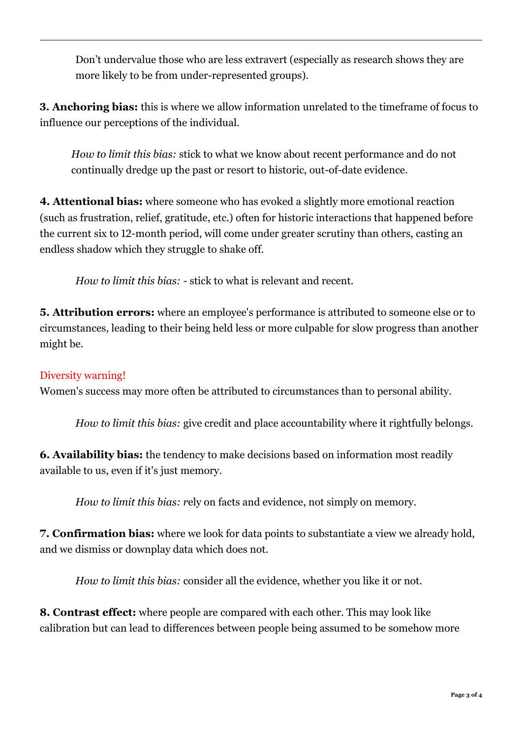Don't undervalue those who are less extravert (especially as research shows they are more likely to be from under-represented groups).

**3. Anchoring bias:** this is where we allow information unrelated to the timeframe of focus to influence our perceptions of the individual.

*How to limit this bias:* stick to what we know about recent performance and do not continually dredge up the past or resort to historic, out-of-date evidence.

**4. Attentional bias:** where someone who has evoked a slightly more emotional reaction (such as frustration, relief, gratitude, etc.) often for historic interactions that happened before the current six to 12-month period, will come under greater scrutiny than others, casting an endless shadow which they struggle to shake off.

*How to limit this bias:* - stick to what is relevant and recent.

**5. Attribution errors:** where an employee's performance is attributed to someone else or to circumstances, leading to their being held less or more culpable for slow progress than another might be.

Diversity warning!
Women's success may more often be attributed to circumstances than to personal ability.

*How to limit this bias:* give credit and place accountability where it rightfully belongs.

**6. Availability bias:** the tendency to make decisions based on information most readily available to us, even if it's just memory.

*How to limit this bias: r*ely on facts and evidence, not simply on memory.

**7. Confirmation bias:** where we look for data points to substantiate a view we already hold, and we dismiss or downplay data which does not.

*How to limit this bias:* consider all the evidence, whether you like it or not.

**8. Contrast effect:** where people are compared with each other. This may look like calibration but can lead to differences between people being assumed to be somehow more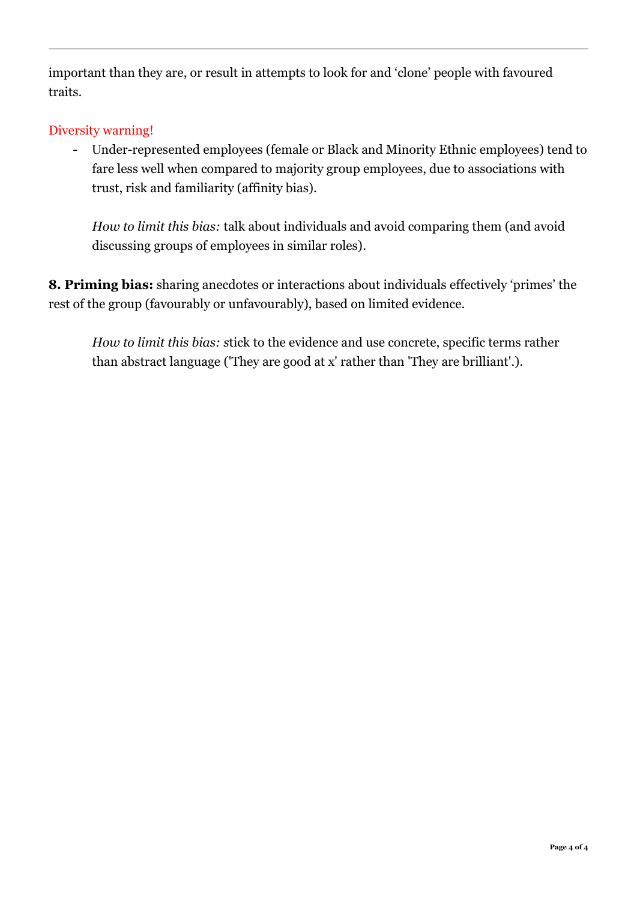important than they are, or result in attempts to look for and 'clone' people with favoured traits.

Diversity warning!

- Under-represented employees (female or Black and Minority Ethnic employees) tend to fare less well when compared to majority group employees, due to associations with trust, risk and familiarity (affinity bias).

  *How to limit this bias:* talk about individuals and avoid comparing them (and avoid discussing groups of employees in similar roles).

**8. Priming bias:** sharing anecdotes or interactions about individuals effectively 'primes' the rest of the group (favourably or unfavourably), based on limited evidence.

*How to limit this bias: s*tick to the evidence and use concrete, specific terms rather than abstract language ('They are good at x' rather than 'They are brilliant'.).